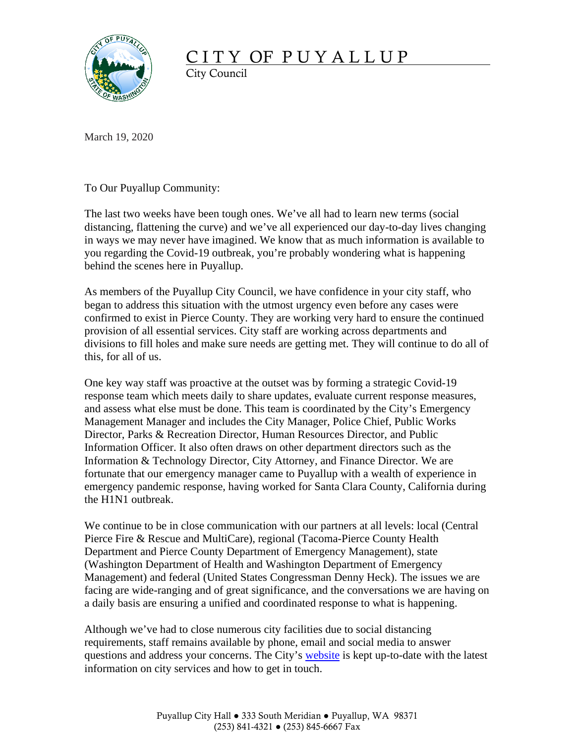# CITY OF PUYALLUP

City Council

March 19, 2020

To Our Puyallup Community:

The last two weeks have been tough ones. We've all had to learn new terms (social distancing, flattening the curve) and we've all experienced our day-to-day lives changing in ways we may never have imagined. We know that as much information is available to you regarding the Covid-19 outbreak, you're probably wondering what is happening behind the scenes here in Puyallup.

As members of the Puyallup City Council, we have confidence in your city staff, who began to address this situation with the utmost urgency even before any cases were confirmed to exist in Pierce County. They are working very hard to ensure the continued provision of all essential services. City staff are working across departments and divisions to fill holes and make sure needs are getting met. They will continue to do all of this, for all of us.

One key way staff was proactive at the outset was by forming a strategic Covid-19 response team which meets daily to share updates, evaluate current response measures, and assess what else must be done. This team is coordinated by the City's Emergency Management Manager and includes the City Manager, Police Chief, Public Works Director, Parks & Recreation Director, Human Resources Director, and Public Information Officer. It also often draws on other department directors such as the Information & Technology Director, City Attorney, and Finance Director. We are fortunate that our emergency manager came to Puyallup with a wealth of experience in emergency pandemic response, having worked for Santa Clara County, California during the H1N1 outbreak.

We continue to be in close communication with our partners at all levels: local (Central Pierce Fire & Rescue and MultiCare), regional (Tacoma-Pierce County Health Department and Pierce County Department of Emergency Management), state (Washington Department of Health and Washington Department of Emergency Management) and federal (United States Congressman Denny Heck). The issues we are facing are wide-ranging and of great significance, and the conversations we are having on a daily basis are ensuring a unified and coordinated response to what is happening.

Although we've had to close numerous city facilities due to social distancing requirements, staff remains available by phone, email and social media to answer questions and address your concerns. The City's website is kept up-to-date with the latest information on city services and how to get in touch.

Puyallup City Hall ● 333 South Meridian ● Puyallup, WA 98371
(253) 841-4321 ● (253) 845-6667 Fax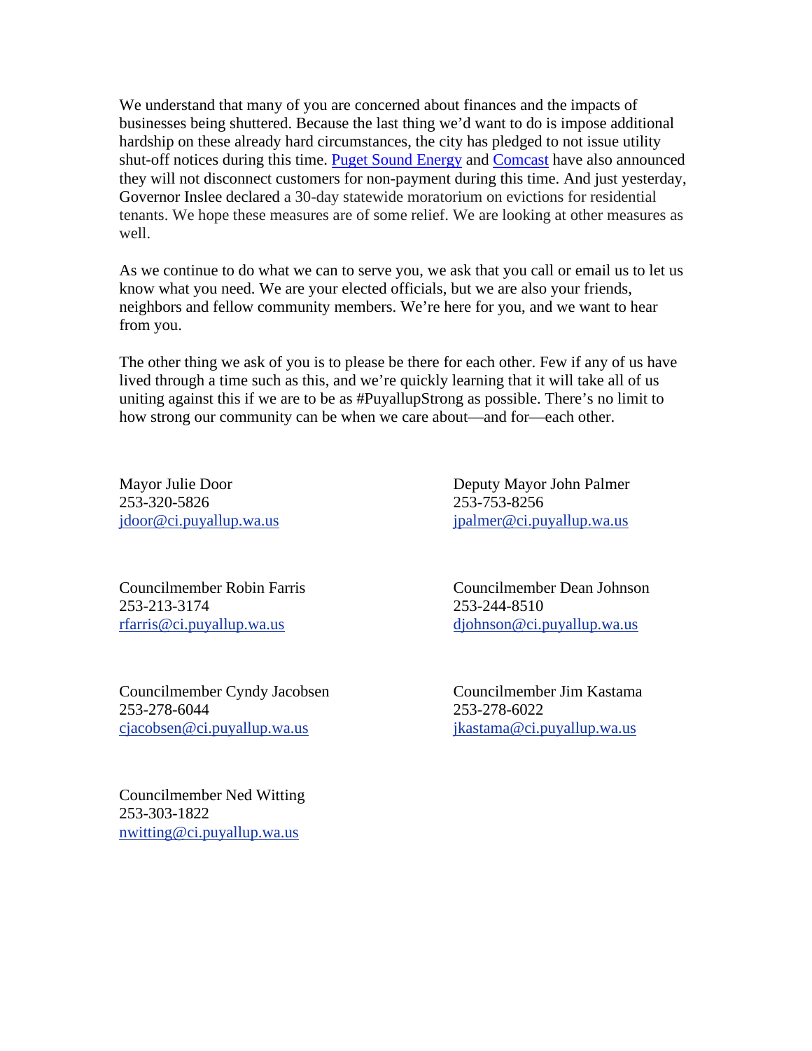We understand that many of you are concerned about finances and the impacts of businesses being shuttered. Because the last thing we'd want to do is impose additional hardship on these already hard circumstances, the city has pledged to not issue utility shut-off notices during this time. Puget Sound Energy and Comcast have also announced they will not disconnect customers for non-payment during this time. And just yesterday, Governor Inslee declared a 30-day statewide moratorium on evictions for residential tenants. We hope these measures are of some relief. We are looking at other measures as well.

As we continue to do what we can to serve you, we ask that you call or email us to let us know what you need. We are your elected officials, but we are also your friends, neighbors and fellow community members. We're here for you, and we want to hear from you.

The other thing we ask of you is to please be there for each other. Few if any of us have lived through a time such as this, and we're quickly learning that it will take all of us uniting against this if we are to be as #PuyallupStrong as possible. There's no limit to how strong our community can be when we care about—and for—each other.

Mayor Julie Door
253-320-5826
jdoor@ci.puyallup.wa.us

Deputy Mayor John Palmer
253-753-8256
jpalmer@ci.puyallup.wa.us

Councilmember Robin Farris
253-213-3174
rfarris@ci.puyallup.wa.us

Councilmember Dean Johnson
253-244-8510
djohnson@ci.puyallup.wa.us

Councilmember Cyndy Jacobsen
253-278-6044
cjacobsen@ci.puyallup.wa.us

Councilmember Jim Kastama
253-278-6022
jkastama@ci.puyallup.wa.us

Councilmember Ned Witting
253-303-1822
nwitting@ci.puyallup.wa.us